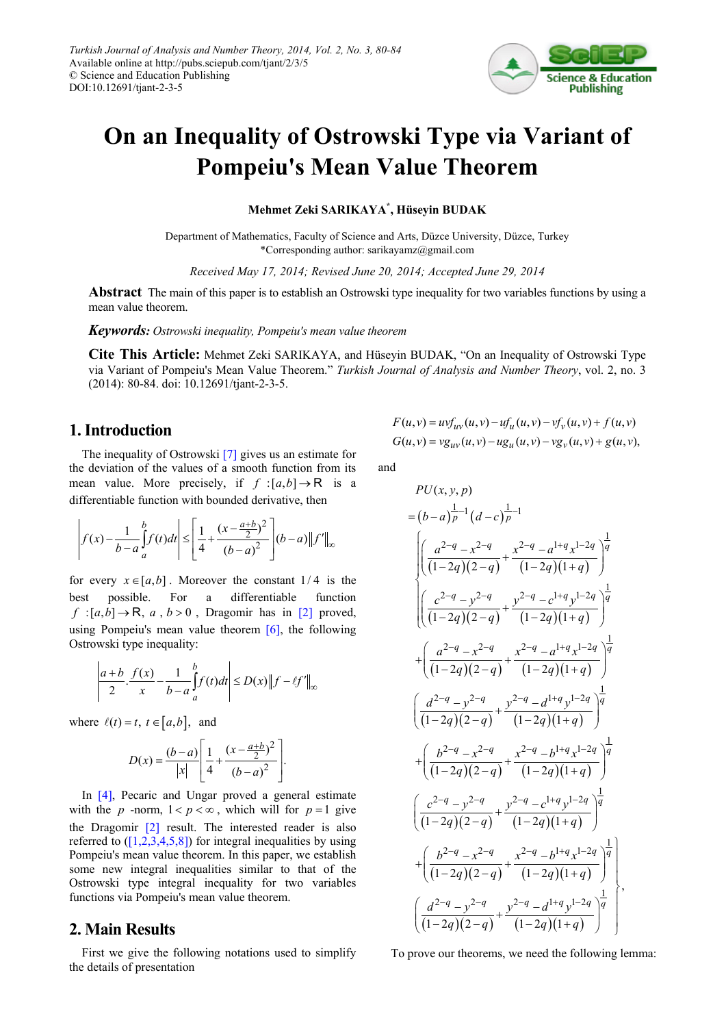Turkish Journal of Analysis and Number Theory, 2014, Vol. 2, No. 3, 80-84
Available online at http://pubs.sciepub.com/tjant/2/3/5
© Science and Education Publishing
DOI:10.12691/tjant-2-3-5

# On an Inequality of Ostrowski Type via Variant of Pompeiu's Mean Value Theorem

**Mehmet Zeki SARIKAYA[*], Hüseyin BUDAK**

Department of Mathematics, Faculty of Science and Arts, Düzce University, Düzce, Turkey
*Corresponding author: sarikayamz@gmail.com

*Received May 17, 2014; Revised June 20, 2014; Accepted June 29, 2014*

**Abstract** The main of this paper is to establish an Ostrowski type inequality for two variables functions by using a mean value theorem.

***Keywords:*** *Ostrowski inequality, Pompeiu's mean value theorem*

**Cite This Article:** Mehmet Zeki SARIKAYA, and Hüseyin BUDAK, "On an Inequality of Ostrowski Type via Variant of Pompeiu's Mean Value Theorem." *Turkish Journal of Analysis and Number Theory*, vol. 2, no. 3 (2014): 80-84. doi: 10.12691/tjant-2-3-5.

## 1. Introduction

The inequality of Ostrowski [7] gives us an estimate for the deviation of the values of a smooth function from its mean value. More precisely, if $f:[a,b]\to \mathbb{R}$ is a differentiable function with bounded derivative, then

$$\left| f(x)-\frac{1}{b-a}\int_a^b f(t)dt\right| \le \left[\frac{1}{4}+\frac{(x-\frac{a+b}{2})^2}{(b-a)^2}\right](b-a)\left\| f'\right\|_\infty$$

for every $x\in[a,b]$. Moreover the constant $1/4$ is the best possible. For a differentiable function $f:[a,b]\to\mathbb{R}$, $a$, $b>0$, Dragomir has in [2] proved, using Pompeiu's mean value theorem [6], the following Ostrowski type inequality:

$$\left|\frac{a+b}{2}.\frac{f(x)}{x}-\frac{1}{b-a}\int_a^b f(t)dt\right| \le D(x)\left\| f-\ell f'\right\|_\infty$$

where $\ell(t)=t,\ t\in[a,b]$, and

$$D(x)=\frac{(b-a)}{|x|}\left[\frac{1}{4}+\frac{(x-\frac{a+b}{2})^2}{(b-a)^2}\right].$$

In [4], Pecaric and Ungar proved a general estimate with the $p$ -norm, $1<p<\infty$, which will for $p=1$ give the Dragomir [2] result. The interested reader is also referred to ([1,2,3,4,5,8]) for integral inequalities by using Pompeiu's mean value theorem. In this paper, we establish some new integral inequalities similar to that of the Ostrowski type integral inequality for two variables functions via Pompeiu's mean value theorem.

## 2. Main Results

First we give the following notations used to simplify the details of presentation

$$F(u,v)=uvf_{uv}(u,v)-uf_u(u,v)-vf_v(u,v)+f(u,v)$$
$$G(u,v)=vg_{uv}(u,v)-ug_u(u,v)-vg_v(u,v)+g(u,v),$$

and

$$\begin{aligned}
&PU(x,y,p)\\
&=(b-a)^{\frac{1}{p}-1}(d-c)^{\frac{1}{p}-1}\\
&\left\{\left(\frac{a^{2-q}-x^{2-q}}{(1-2q)(2-q)}+\frac{x^{2-q}-a^{1+q}x^{1-2q}}{(1-2q)(1+q)}\right)^{\frac{1}{q}}\left(\frac{c^{2-q}-y^{2-q}}{(1-2q)(2-q)}+\frac{y^{2-q}-c^{1+q}y^{1-2q}}{(1-2q)(1+q)}\right)^{\frac{1}{q}}\right.\\
&+\left(\frac{a^{2-q}-x^{2-q}}{(1-2q)(2-q)}+\frac{x^{2-q}-a^{1+q}x^{1-2q}}{(1-2q)(1+q)}\right)^{\frac{1}{q}}\left(\frac{d^{2-q}-y^{2-q}}{(1-2q)(2-q)}+\frac{y^{2-q}-d^{1+q}y^{1-2q}}{(1-2q)(1+q)}\right)^{\frac{1}{q}}\\
&+\left(\frac{b^{2-q}-x^{2-q}}{(1-2q)(2-q)}+\frac{x^{2-q}-b^{1+q}x^{1-2q}}{(1-2q)(1+q)}\right)^{\frac{1}{q}}\left(\frac{c^{2-q}-y^{2-q}}{(1-2q)(2-q)}+\frac{y^{2-q}-c^{1+q}y^{1-2q}}{(1-2q)(1+q)}\right)^{\frac{1}{q}}\\
&\left.+\left(\frac{b^{2-q}-x^{2-q}}{(1-2q)(2-q)}+\frac{x^{2-q}-b^{1+q}x^{1-2q}}{(1-2q)(1+q)}\right)^{\frac{1}{q}}\left(\frac{d^{2-q}-y^{2-q}}{(1-2q)(2-q)}+\frac{y^{2-q}-d^{1+q}y^{1-2q}}{(1-2q)(1+q)}\right)^{\frac{1}{q}}\right\},
\end{aligned}$$

To prove our theorems, we need the following lemma: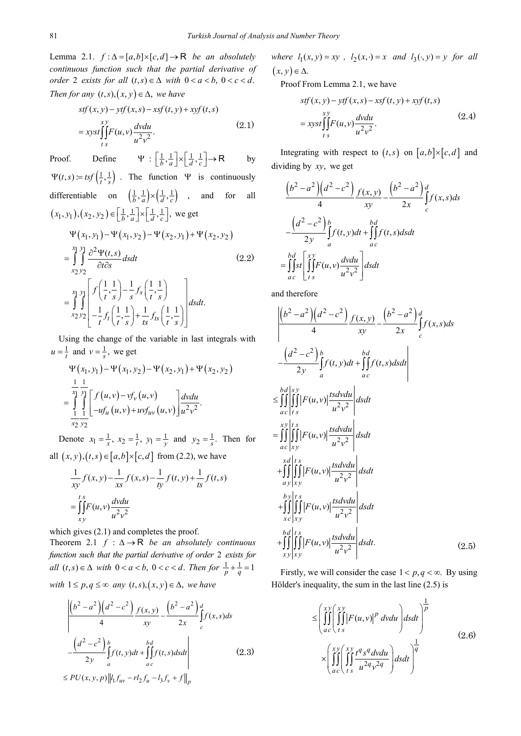**Lemma 2.1.** $f : \Delta = [a,b] \times [c,d] \to \mathrm{R}$ *be an absolutely continuous function such that the partial derivative of order 2 exists for all* $(t,s) \in \Delta$ *with* $0 < a < b,\ 0 < c < d$. *Then for any* $(t,s),(x,y) \in \Delta$, *we have*

$$
\begin{aligned}
& stf(x,y) - ytf(x,s) - xsf(t,y) + xyf(t,s) \\
&= xyst \int_t^x \int_s^y F(u,v) \frac{dvdu}{u^2 v^2}.
\end{aligned}
\tag{2.1}
$$

**Proof.** Define $\Psi : \left[\frac{1}{b}, \frac{1}{a}\right] \times \left[\frac{1}{d}, \frac{1}{c}\right] \to \mathrm{R}$ by $\Psi(t,s) := tsf\left(\frac{1}{t}, \frac{1}{s}\right)$. The function $\Psi$ is continuously differentiable on $\left(\frac{1}{b}, \frac{1}{a}\right) \times \left(\frac{1}{d}, \frac{1}{c}\right)$, and for all $(x_1, y_1), (x_2, y_2) \in \left[\frac{1}{b}, \frac{1}{a}\right] \times \left[\frac{1}{d}, \frac{1}{c}\right]$, we get

$$
\begin{aligned}
& \Psi(x_1, y_1) - \Psi(x_1, y_2) - \Psi(x_2, y_1) + \Psi(x_2, y_2) \\
&= \int_{x_2}^{x_1} \int_{y_2}^{y_1} \frac{\partial^2 \Psi(t,s)}{\partial t \partial s} dsdt \\
&= \int_{x_2}^{x_1} \int_{y_2}^{y_1} \left[ \begin{array}{l} f\left(\frac{1}{t}, \frac{1}{s}\right) - \frac{1}{s} f_s\left(\frac{1}{t}, \frac{1}{s}\right) \\ -\frac{1}{t} f_t\left(\frac{1}{t}, \frac{1}{s}\right) + \frac{1}{ts} f_{ts}\left(\frac{1}{t}, \frac{1}{s}\right) \end{array} \right] dsdt.
\end{aligned}
\tag{2.2}
$$

Using the change of the variable in last integrals with $u = \frac{1}{t}$ and $v = \frac{1}{s}$, we get

$$
\begin{aligned}
& \Psi(x_1, y_1) - \Psi(x_1, y_2) - \Psi(x_2, y_1) + \Psi(x_2, y_2) \\
&= \int_{\frac{1}{x_2}}^{\frac{1}{x_1}} \int_{\frac{1}{y_2}}^{\frac{1}{y_1}} \left[ \begin{array}{l} f(u,v) - vf_v(u,v) \\ -uf_u(u,v) + uvf_{uv}(u,v) \end{array} \right] \frac{dvdu}{u^2 v^2}.
\end{aligned}
$$

Denote $x_1 = \frac{1}{x},\ x_2 = \frac{1}{t},\ y_1 = \frac{1}{y}$ and $y_2 = \frac{1}{s}$. Then for all $(x,y),(t,s) \in [a,b] \times [c,d]$ from (2.2), we have

$$
\begin{aligned}
& \frac{1}{xy} f(x,y) - \frac{1}{xs} f(x,s) - \frac{1}{ty} f(t,y) + \frac{1}{ts} f(t,s) \\
&= \int_x^t \int_y^s F(u,v) \frac{dvdu}{u^2 v^2}
\end{aligned}
$$

which gives (2.1) and completes the proof.

**Theorem 2.1** $f : \Delta \to \mathrm{R}$ *be an absolutely continuous function such that the partial derivative of order 2 exists for all* $(t,s) \in \Delta$ *with* $0 < a < b,\ 0 < c < d$. *Then for* $\frac{1}{p} + \frac{1}{q} = 1$ *with* $1 \le p, q \le \infty$ *any* $(t,s),(x,y) \in \Delta$, *we have*

$$
\begin{aligned}
& \left| \frac{(b^2 - a^2)(d^2 - c^2)}{4} \frac{f(x,y)}{xy} - \frac{(b^2 - a^2)}{2x} \int_c^d f(x,s) ds \right. \\
& \left. - \frac{(d^2 - c^2)}{2y} \int_a^b f(t,y) dt + \int_a^b \int_c^d f(t,s) dsdt \right| \\
& \le PU(x,y,p) \left\| l_1 f_{uv} - rl_2 f_u - l_3 f_v + f \right\|_p
\end{aligned}
\tag{2.3}
$$

*where* $l_1(x,y) = xy$, $l_2(x,\cdot) = x$ *and* $l_3(\cdot, y) = y$ *for all* $(x,y) \in \Delta$.

Proof From Lemma 2.1, we have

$$
\begin{aligned}
& stf(x,y) - ytf(x,s) - xsf(t,y) + xyf(t,s) \\
&= xyst \int_t^x \int_s^y F(u,v) \frac{dvdu}{u^2 v^2}.
\end{aligned}
\tag{2.4}
$$

Integrating with respect to $(t,s)$ on $[a,b] \times [c,d]$ and dividing by $xy$, we get

$$
\begin{aligned}
& \frac{(b^2 - a^2)(d^2 - c^2)}{4} \frac{f(x,y)}{xy} - \frac{(b^2 - a^2)}{2x} \int_c^d f(x,s) ds \\
& - \frac{(d^2 - c^2)}{2y} \int_a^b f(t,y) dt + \int_a^b \int_c^d f(t,s) dsdt \\
&= \int_a^b \int_c^d st \left[ \int_t^x \int_s^y F(u,v) \frac{dvdu}{u^2 v^2} \right] dsdt
\end{aligned}
$$

and therefore

$$
\begin{aligned}
& \left| \frac{(b^2 - a^2)(d^2 - c^2)}{4} \frac{f(x,y)}{xy} - \frac{(b^2 - a^2)}{2x} \int_c^d f(x,s) ds \right. \\
& \left. - \frac{(d^2 - c^2)}{2y} \int_a^b f(t,y) dt + \int_a^b \int_c^d f(t,s) dsdt \right| \\
& \le \int_a^b \int_c^d \left| \int_t^x \int_s^y |F(u,v)| \frac{tsdvdu}{u^2 v^2} \right| dsdt \\
& = \int_a^x \int_c^y \left| \int_x^t \int_y^s |F(u,v)| \frac{tsdvdu}{u^2 v^2} \right| dsdt \\
& + \int_a^x \int_y^d \left| \int_x^t \int_y^s |F(u,v)| \frac{tsdvdu}{u^2 v^2} \right| dsdt \\
& + \int_x^b \int_c^y \left| \int_x^t \int_y^s |F(u,v)| \frac{tsdvdu}{u^2 v^2} \right| dsdt \\
& + \int_x^b \int_y^d \left| \int_x^t \int_y^s |F(u,v)| \frac{tsdvdu}{u^2 v^2} \right| dsdt.
\end{aligned}
\tag{2.5}
$$

Firstly, we will consider the case $1 < p, q < \infty$. By using Hölder's inequality, the sum in the last line (2.5) is

$$
\begin{aligned}
& \le \left( \int_a^x \int_c^y \left( \int_t^x \int_s^y |F(u,v)|^p dvdu \right) dsdt \right)^{\frac{1}{p}} \\
& \times \left( \int_a^x \int_c^y \left( \int_t^x \int_s^y \frac{t^q s^q dvdu}{u^{2q} v^{2q}} \right) dsdt \right)^{\frac{1}{q}}
\end{aligned}
\tag{2.6}
$$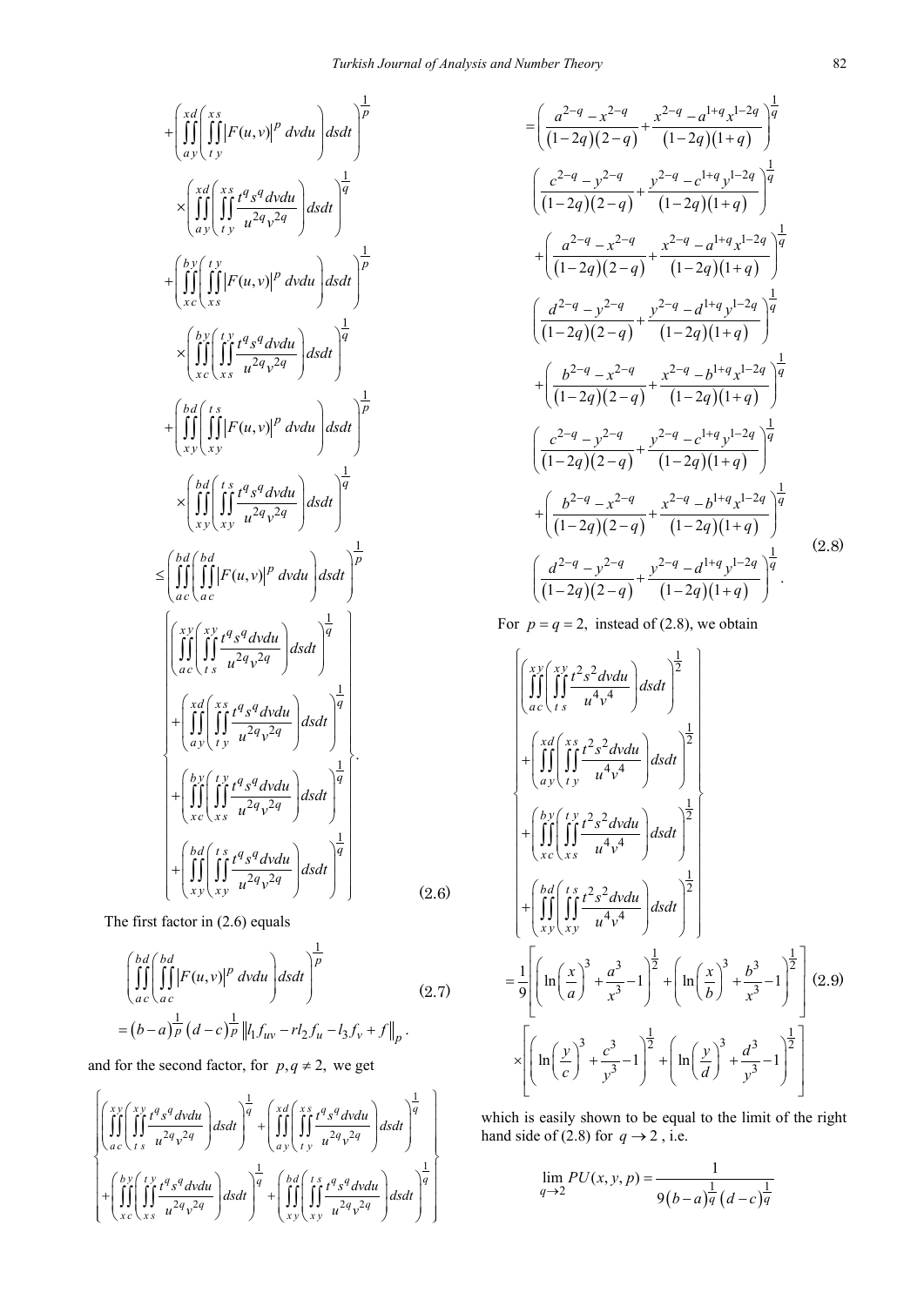$$
\begin{aligned}
&+\left(\int_a^x\int_y^d\left(\int_t^x\int_y^s |F(u,v)|^p\, dvdu\right)dsdt\right)^{\frac{1}{p}} \\
&\times\left(\int_a^x\int_y^d\left(\int_t^x\int_y^s \frac{t^q s^q dvdu}{u^{2q}v^{2q}}\right)dsdt\right)^{\frac{1}{q}} \\
&+\left(\int_x^b\int_c^y\left(\int_x^t\int_s^y |F(u,v)|^p\, dvdu\right)dsdt\right)^{\frac{1}{p}} \\
&\times\left(\int_x^b\int_c^y\left(\int_x^t\int_s^y \frac{t^q s^q dvdu}{u^{2q}v^{2q}}\right)dsdt\right)^{\frac{1}{q}} \\
&+\left(\int_x^b\int_y^d\left(\int_x^t\int_y^s |F(u,v)|^p\, dvdu\right)dsdt\right)^{\frac{1}{p}} \\
&\times\left(\int_x^b\int_y^d\left(\int_x^t\int_y^s \frac{t^q s^q dvdu}{u^{2q}v^{2q}}\right)dsdt\right)^{\frac{1}{q}} \\
&\le \left(\int_a^b\int_c^d\left(\int_a^b\int_c^d |F(u,v)|^p\, dvdu\right)dsdt\right)^{\frac{1}{p}} \\
&\left\{\begin{array}{l}
\left(\int_a^x\int_c^y\left(\int_t^x\int_s^y \frac{t^q s^q dvdu}{u^{2q}v^{2q}}\right)dsdt\right)^{\frac{1}{q}} \\
+\left(\int_a^x\int_y^d\left(\int_t^x\int_y^s \frac{t^q s^q dvdu}{u^{2q}v^{2q}}\right)dsdt\right)^{\frac{1}{q}} \\
+\left(\int_x^b\int_c^y\left(\int_x^t\int_s^y \frac{t^q s^q dvdu}{u^{2q}v^{2q}}\right)dsdt\right)^{\frac{1}{q}} \\
+\left(\int_x^b\int_y^d\left(\int_x^t\int_y^s \frac{t^q s^q dvdu}{u^{2q}v^{2q}}\right)dsdt\right)^{\frac{1}{q}}
\end{array}\right\}.
\end{aligned}
\tag{2.6}
$$

The first factor in (2.6) equals

$$
\begin{aligned}
&\left(\int_a^b\int_c^d\left(\int_a^b\int_c^d |F(u,v)|^p\, dvdu\right)dsdt\right)^{\frac{1}{p}} \\
&=(b-a)^{\frac{1}{p}}(d-c)^{\frac{1}{p}}\left\| l_1 f_{uv} - r l_2 f_u - l_3 f_v + f\right\|_p .
\end{aligned}
\tag{2.7}
$$

and for the second factor, for $p,q\neq 2$, we get

$$
\begin{aligned}
&\left\{\begin{array}{l}
\left(\int_a^x\int_c^y\left(\int_t^x\int_s^y \frac{t^q s^q dvdu}{u^{2q}v^{2q}}\right)dsdt\right)^{\frac{1}{q}} + \left(\int_a^x\int_y^d\left(\int_t^x\int_y^s \frac{t^q s^q dvdu}{u^{2q}v^{2q}}\right)dsdt\right)^{\frac{1}{q}} \\
+\left(\int_x^b\int_c^y\left(\int_x^t\int_s^y \frac{t^q s^q dvdu}{u^{2q}v^{2q}}\right)dsdt\right)^{\frac{1}{q}} + \left(\int_x^b\int_y^d\left(\int_x^t\int_y^s \frac{t^q s^q dvdu}{u^{2q}v^{2q}}\right)dsdt\right)^{\frac{1}{q}}
\end{array}\right\} \\
&=\left(\frac{a^{2-q}-x^{2-q}}{(1-2q)(2-q)}+\frac{x^{2-q}-a^{1+q}x^{1-2q}}{(1-2q)(1+q)}\right)^{\frac{1}{q}} \\
&\quad\left(\frac{c^{2-q}-y^{2-q}}{(1-2q)(2-q)}+\frac{y^{2-q}-c^{1+q}y^{1-2q}}{(1-2q)(1+q)}\right)^{\frac{1}{q}} \\
&+\left(\frac{a^{2-q}-x^{2-q}}{(1-2q)(2-q)}+\frac{x^{2-q}-a^{1+q}x^{1-2q}}{(1-2q)(1+q)}\right)^{\frac{1}{q}} \\
&\quad\left(\frac{d^{2-q}-y^{2-q}}{(1-2q)(2-q)}+\frac{y^{2-q}-d^{1+q}y^{1-2q}}{(1-2q)(1+q)}\right)^{\frac{1}{q}} \\
&+\left(\frac{b^{2-q}-x^{2-q}}{(1-2q)(2-q)}+\frac{x^{2-q}-b^{1+q}x^{1-2q}}{(1-2q)(1+q)}\right)^{\frac{1}{q}} \\
&\quad\left(\frac{c^{2-q}-y^{2-q}}{(1-2q)(2-q)}+\frac{y^{2-q}-c^{1+q}y^{1-2q}}{(1-2q)(1+q)}\right)^{\frac{1}{q}} \\
&+\left(\frac{b^{2-q}-x^{2-q}}{(1-2q)(2-q)}+\frac{x^{2-q}-b^{1+q}x^{1-2q}}{(1-2q)(1+q)}\right)^{\frac{1}{q}} \\
&\quad\left(\frac{d^{2-q}-y^{2-q}}{(1-2q)(2-q)}+\frac{y^{2-q}-d^{1+q}y^{1-2q}}{(1-2q)(1+q)}\right)^{\frac{1}{q}}.
\end{aligned}
\tag{2.8}
$$

For $p=q=2$, instead of (2.8), we obtain

$$
\begin{aligned}
&\left\{\begin{array}{l}
\left(\int_a^x\int_c^y\left(\int_t^x\int_s^y \frac{t^2 s^2 dvdu}{u^4 v^4}\right)dsdt\right)^{\frac{1}{2}} \\
+\left(\int_a^x\int_y^d\left(\int_t^x\int_y^s \frac{t^2 s^2 dvdu}{u^4 v^4}\right)dsdt\right)^{\frac{1}{2}} \\
+\left(\int_x^b\int_c^y\left(\int_x^t\int_s^y \frac{t^2 s^2 dvdu}{u^4 v^4}\right)dsdt\right)^{\frac{1}{2}} \\
+\left(\int_x^b\int_y^d\left(\int_x^t\int_y^s \frac{t^2 s^2 dvdu}{u^4 v^4}\right)dsdt\right)^{\frac{1}{2}}
\end{array}\right\} \\
&=\frac{1}{9}\left[\left(\ln\left(\frac{x}{a}\right)^3+\frac{a^3}{x^3}-1\right)^{\frac{1}{2}}+\left(\ln\left(\frac{x}{b}\right)^3+\frac{b^3}{x^3}-1\right)^{\frac{1}{2}}\right] \\
&\times\left[\left(\ln\left(\frac{y}{c}\right)^3+\frac{c^3}{y^3}-1\right)^{\frac{1}{2}}+\left(\ln\left(\frac{y}{d}\right)^3+\frac{d^3}{y^3}-1\right)^{\frac{1}{2}}\right]
\end{aligned}
\tag{2.9}
$$

which is easily shown to be equal to the limit of the right hand side of (2.8) for $q\to 2$, i.e.

$$
\lim_{q\to 2} PU(x,y,p)=\frac{1}{9(b-a)^{\frac{1}{q}}(d-c)^{\frac{1}{q}}}
$$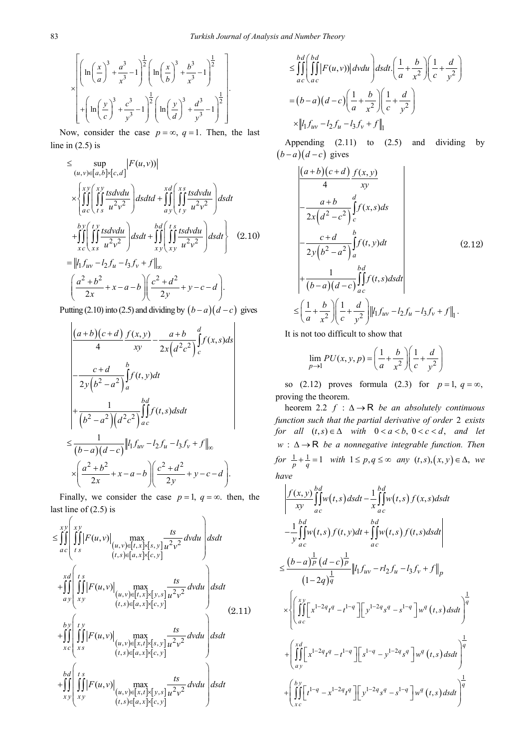$$\times\left[\begin{array}{l}\left(\ln\left(\frac{x}{a}\right)^3+\frac{a^3}{x^3}-1\right)^{\frac{1}{2}}\left(\ln\left(\frac{x}{b}\right)^3+\frac{b^3}{x^3}-1\right)^{\frac{1}{2}}\\+\left(\ln\left(\frac{y}{c}\right)^3+\frac{c^3}{y^3}-1\right)^{\frac{1}{2}}\left(\ln\left(\frac{y}{d}\right)^3+\frac{d^3}{y^3}-1\right)^{\frac{1}{2}}\end{array}\right].$$

Now, consider the case $p=\infty,\ q=1$. Then, the last line in (2.5) is

$$\begin{aligned}&\le \sup_{(u,v)\in[a,b]\times[c,d]}\left|F(u,v)\right|\\&\times\left\{\int_a^x\int_c^y\left(\int_t^x\int_s^y\frac{tsdvdu}{u^2v^2}\right)dsdtd+\int_a^x\int_y^d\left(\int_t^x\int_y^s\frac{tsdvdu}{u^2v^2}\right)dsdt\right.\\&\left.+\int_x^b\int_c^y\left(\int_x^t\int_s^y\frac{tsdvdu}{u^2v^2}\right)dsdt+\int_x^b\int_y^d\left(\int_x^t\int_y^s\frac{tsdvdu}{u^2v^2}\right)dsdt\right\}\qquad(2.10)\\&=\left\|l_1f_{uv}-l_2f_u-l_3f_v+f\right\|_\infty\\&\left(\frac{a^2+b^2}{2x}+x-a-b\right)\left(\frac{c^2+d^2}{2y}+y-c-d\right).\end{aligned}$$

Putting (2.10) into (2.5) and dividing by $(b-a)(d-c)$ gives

$$\begin{aligned}&\left|\begin{array}{l}\frac{(a+b)(c+d)}{4}\frac{f(x,y)}{xy}-\frac{a+b}{2x\left(d^2c^2\right)}\int_c^d f(x,s)ds\\-\frac{c+d}{2y\left(b^2-a^2\right)}\int_a^b f(t,y)dt\\+\frac{1}{\left(b^2-a^2\right)\left(d^2c^2\right)}\int_a^b\int_c^d f(t,s)dsdt\end{array}\right|\\&\le\frac{1}{(b-a)(d-c)}\left\|l_1f_{uv}-l_2f_u-l_3f_v+f\right\|_\infty\\&\times\left(\frac{a^2+b^2}{2x}+x-a-b\right)\left(\frac{c^2+d^2}{2y}+y-c-d\right).\end{aligned}$$

Finally, we consider the case $p=1,\ q=\infty$. then, the last line of (2.5) is

$$\begin{aligned}&\le\int_a^x\int_c^y\left(\int_t^x\int_s^y\left|F(u,v)\right|\max_{\substack{(u,v)\in[t,x]\times[s,y]\\(t,s)\in[a,x]\times[c,y]}}\frac{ts}{u^2v^2}dvdu\right)dsdt\\&+\int_a^x\int_y^d\left(\int_t^x\int_y^s\left|F(u,v)\right|\max_{\substack{(u,v)\in[t,x]\times[y,s]\\(t,s)\in[a,x]\times[c,y]}}\frac{ts}{u^2v^2}dvdu\right)dsdt\\&+\int_x^b\int_c^y\left(\int_x^t\int_s^y\left|F(u,v)\right|\max_{\substack{(u,v)\in[x,t]\times[s,y]\\(t,s)\in[a,x]\times[c,y]}}\frac{ts}{u^2v^2}dvdu\right)dsdt\qquad(2.11)\\&+\int_x^b\int_y^d\left(\int_x^t\int_y^s\left|F(u,v)\right|\max_{\substack{(u,v)\in[x,t]\times[y,s]\\(t,s)\in[a,x]\times[c,y]}}\frac{ts}{u^2v^2}dvdu\right)dsdt\end{aligned}$$

$$\begin{aligned}&\le\int_a^b\int_c^d\left(\int_a^b\int_c^d\left|F(u,v)\right|dvdu\right)dsdt.\left(\frac{1}{a}+\frac{b}{x^2}\right)\left(\frac{1}{c}+\frac{d}{y^2}\right)\\&=(b-a)(d-c)\left(\frac{1}{a}+\frac{b}{x^2}\right)\left(\frac{1}{c}+\frac{d}{y^2}\right)\\&\times\left\|l_1f_{uv}-l_2f_u-l_3f_v+f\right\|_1\end{aligned}$$

Appending (2.11) to (2.5) and dividing by $(b-a)(d-c)$ gives

$$\begin{aligned}&\left|\begin{array}{l}\frac{(a+b)(c+d)}{4}\frac{f(x,y)}{xy}\\-\frac{a+b}{2x\left(d^2-c^2\right)}\int_c^d f(x,s)ds\\-\frac{c+d}{2y\left(b^2-a^2\right)}\int_a^b f(t,y)dt\\+\frac{1}{(b-a)(d-c)}\int_a^b\int_c^d f(t,s)dsdt\end{array}\right|\qquad(2.12)\\&\le\left(\frac{1}{a}+\frac{b}{x^2}\right)\left(\frac{1}{c}+\frac{d}{y^2}\right)\left\|l_1f_{uv}-l_2f_u-l_3f_v+f\right\|_1.\end{aligned}$$

It is not too difficult to show that

$$\lim_{p\to1}PU(x,y,p)=\left(\frac{1}{a}+\frac{b}{x^2}\right)\left(\frac{1}{c}+\frac{d}{y^2}\right)$$

so (2.12) proves formula (2.3) for $p=1,\ q=\infty$, proving the theorem.

heorem 2.2 $f:\Delta\to\mathbb{R}$ *be an absolutely continuous function such that the partial derivative of order* 2 *exists for all* $(t,s)\in\Delta$ *with* $0<a<b,\ 0<c<d$, *and let* $w:\Delta\to\mathbb{R}$ *be a nonnegative integrable function. Then for* $\frac{1}{p}+\frac{1}{q}=1$ *with* $1\le p,q\le\infty$ *any* $(t,s),(x,y)\in\Delta$, *we have*

$$\begin{aligned}&\left|\begin{array}{l}\frac{f(x,y)}{xy}\int_a^b\int_c^d w(t,s)dsdt-\frac{1}{x}\int_a^b\int_c^d w(t,s)f(x,s)dsdt\\-\frac{1}{y}\int_a^b\int_c^d w(t,s)f(t,y)dt+\int_a^b\int_c^d w(t,s)f(t,s)dsdt\end{array}\right|\\&\le\frac{(b-a)^{\frac{1}{p}}(d-c)^{\frac{1}{p}}}{(1-2q)^{\frac{1}{q}}}\left\|l_1f_{uv}-rl_2f_u-l_3f_v+f\right\|_p\\&\times\left\{\left(\int_a^x\int_c^y\left[x^{1-2q}t^q-t^{1-q}\right]\left[y^{1-2q}s^q-s^{1-q}\right]w^q(t,s)dsdt\right)^{\frac{1}{q}}\right.\\&+\left(\int_a^x\int_y^d\left[x^{1-2q}t^q-t^{1-q}\right]\left[s^{1-q}-y^{1-2q}s^q\right]w^q(t,s)dsdt\right)^{\frac{1}{q}}\\&+\left(\int_x^b\int_c^y\left[t^{1-q}-x^{1-2q}t^q\right]\left[y^{1-2q}s^q-s^{1-q}\right]w^q(t,s)dsdt\right)^{\frac{1}{q}}\end{aligned}$$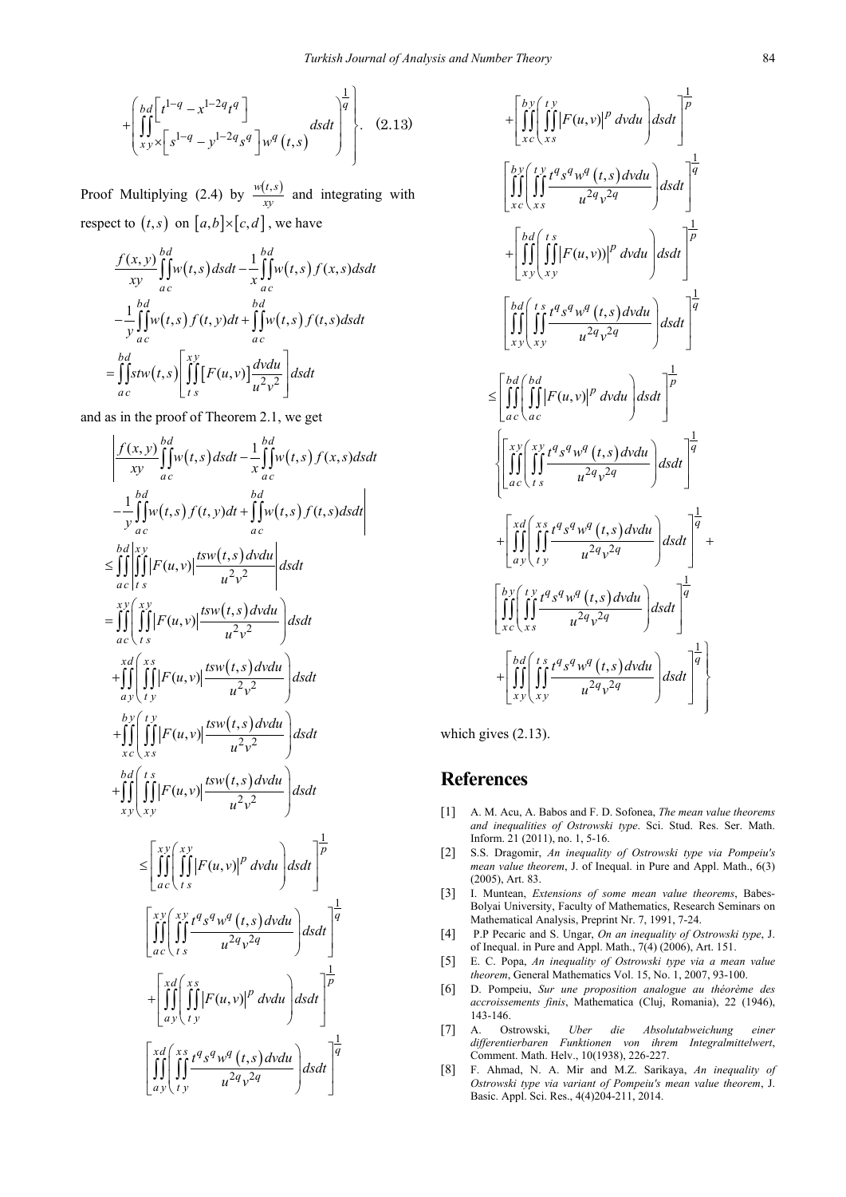$$
+\left(\iint_{x\,y}^{b\,d}\frac{\left[t^{1-q}-x^{1-2q}t^{q}\right]}{\times\left[s^{1-q}-y^{1-2q}s^{q}\right]w^{q}(t,s)}dsdt\right)^{\frac{1}{q}}\Bigg\}. \quad (2.13)
$$

Proof Multiplying (2.4) by $\frac{w(t,s)}{xy}$ and integrating with respect to $(t,s)$ on $[a,b]\times[c,d]$, we have

$$
\frac{f(x,y)}{xy}\iint_{a\,c}^{b\,d}w(t,s)\,dsdt-\frac{1}{x}\iint_{a\,c}^{b\,d}w(t,s)\,f(x,s)dsdt
-\frac{1}{y}\iint_{a\,c}^{b\,d}w(t,s)\,f(t,y)dt+\iint_{a\,c}^{b\,d}w(t,s)\,f(t,s)dsdt
=\iint_{a\,c}^{b\,d}stw(t,s)\left[\iint_{t\,s}^{x\,y}\left[F(u,v)\right]\frac{dvdu}{u^{2}v^{2}}\right]dsdt
$$

and as in the proof of Theorem 2.1, we get

$$
\begin{aligned}
&\left|\frac{f(x,y)}{xy}\iint_{a\,c}^{b\,d}w(t,s)\,dsdt-\frac{1}{x}\iint_{a\,c}^{b\,d}w(t,s)\,f(x,s)dsdt\right.\\
&\left.-\frac{1}{y}\iint_{a\,c}^{b\,d}w(t,s)\,f(t,y)dt+\iint_{a\,c}^{b\,d}w(t,s)\,f(t,s)dsdt\right|\\
&\le\iint_{a\,c}^{b\,d}\left|\iint_{t\,s}^{x\,y}\left|F(u,v)\right|\frac{tsw(t,s)\,dvdu}{u^{2}v^{2}}\right|dsdt\\
&=\iint_{a\,c}^{x\,y}\left(\iint_{t\,s}^{x\,y}\left|F(u,v)\right|\frac{tsw(t,s)\,dvdu}{u^{2}v^{2}}\right)dsdt\\
&+\iint_{a\,y}^{x\,d}\left(\iint_{t\,y}^{x\,s}\left|F(u,v)\right|\frac{tsw(t,s)\,dvdu}{u^{2}v^{2}}\right)dsdt\\
&+\iint_{x\,c}^{b\,y}\left(\iint_{x\,s}^{t\,y}\left|F(u,v)\right|\frac{tsw(t,s)\,dvdu}{u^{2}v^{2}}\right)dsdt\\
&+\iint_{x\,y}^{b\,d}\left(\iint_{x\,y}^{t\,s}\left|F(u,v)\right|\frac{tsw(t,s)\,dvdu}{u^{2}v^{2}}\right)dsdt
\end{aligned}
$$

$$
\begin{aligned}
&\le\left[\iint_{a\,c}^{x\,y}\left(\iint_{t\,s}^{x\,y}\left|F(u,v)\right|^{p}dvdu\right)dsdt\right]^{\frac{1}{p}}
\left[\iint_{a\,c}^{x\,y}\left(\iint_{t\,s}^{x\,y}\frac{t^{q}s^{q}w^{q}(t,s)\,dvdu}{u^{2q}v^{2q}}\right)dsdt\right]^{\frac{1}{q}}\\
&+\left[\iint_{a\,y}^{x\,d}\left(\iint_{t\,y}^{x\,s}\left|F(u,v)\right|^{p}dvdu\right)dsdt\right]^{\frac{1}{p}}
\left[\iint_{a\,y}^{x\,d}\left(\iint_{t\,y}^{x\,s}\frac{t^{q}s^{q}w^{q}(t,s)\,dvdu}{u^{2q}v^{2q}}\right)dsdt\right]^{\frac{1}{q}}\\
&+\left[\iint_{x\,c}^{b\,y}\left(\iint_{x\,s}^{t\,y}\left|F(u,v)\right|^{p}dvdu\right)dsdt\right]^{\frac{1}{p}}
\left[\iint_{x\,c}^{b\,y}\left(\iint_{x\,s}^{t\,y}\frac{t^{q}s^{q}w^{q}(t,s)\,dvdu}{u^{2q}v^{2q}}\right)dsdt\right]^{\frac{1}{q}}\\
&+\left[\iint_{x\,y}^{b\,d}\left(\iint_{x\,y}^{t\,s}\left|F(u,v)\right|^{p}dvdu\right)dsdt\right]^{\frac{1}{p}}
\left[\iint_{x\,y}^{b\,d}\left(\iint_{x\,y}^{t\,s}\frac{t^{q}s^{q}w^{q}(t,s)\,dvdu}{u^{2q}v^{2q}}\right)dsdt\right]^{\frac{1}{q}}
\end{aligned}
$$

$$
\begin{aligned}
&\le\left[\iint_{a\,c}^{b\,d}\left(\iint_{a\,c}^{b\,d}\left|F(u,v)\right|^{p}dvdu\right)dsdt\right]^{\frac{1}{p}}\\
&\left\{\left[\iint_{a\,c}^{x\,y}\left(\iint_{t\,s}^{x\,y}\frac{t^{q}s^{q}w^{q}(t,s)\,dvdu}{u^{2q}v^{2q}}\right)dsdt\right]^{\frac{1}{q}}\right.
+\left[\iint_{a\,y}^{x\,d}\left(\iint_{t\,y}^{x\,s}\frac{t^{q}s^{q}w^{q}(t,s)\,dvdu}{u^{2q}v^{2q}}\right)dsdt\right]^{\frac{1}{q}}+\\
&\left[\iint_{x\,c}^{b\,y}\left(\iint_{x\,s}^{t\,y}\frac{t^{q}s^{q}w^{q}(t,s)\,dvdu}{u^{2q}v^{2q}}\right)dsdt\right]^{\frac{1}{q}}
\left.+\left[\iint_{x\,y}^{b\,d}\left(\iint_{x\,y}^{t\,s}\frac{t^{q}s^{q}w^{q}(t,s)\,dvdu}{u^{2q}v^{2q}}\right)dsdt\right]^{\frac{1}{q}}\right\}
\end{aligned}
$$

which gives (2.13).

## References

[1] A. M. Acu, A. Babos and F. D. Sofonea, *The mean value theorems and inequalities of Ostrowski type*. Sci. Stud. Res. Ser. Math. Inform. 21 (2011), no. 1, 5-16.

[2] S.S. Dragomir, *An inequality of Ostrowski type via Pompeiu's mean value theorem*, J. of Inequal. in Pure and Appl. Math., 6(3) (2005), Art. 83.

[3] I. Muntean, *Extensions of some mean value theorems*, Babes-Bolyai University, Faculty of Mathematics, Research Seminars on Mathematical Analysis, Preprint Nr. 7, 1991, 7-24.

[4] P.P Pecaric and S. Ungar, *On an inequality of Ostrowski type*, J. of Inequal. in Pure and Appl. Math., 7(4) (2006), Art. 151.

[5] E. C. Popa, *An inequality of Ostrowski type via a mean value theorem*, General Mathematics Vol. 15, No. 1, 2007, 93-100.

[6] D. Pompeiu, *Sur une proposition analogue au théorème des accroissements finis*, Mathematica (Cluj, Romania), 22 (1946), 143-146.

[7] A. Ostrowski, *Uber die Absolutabweichung einer differentierbaren Funktionen von ihrem Integralmittelwert*, Comment. Math. Helv., 10(1938), 226-227.

[8] F. Ahmad, N. A. Mir and M.Z. Sarikaya, *An inequality of Ostrowski type via variant of Pompeiu's mean value theorem*, J. Basic. Appl. Sci. Res., 4(4)204-211, 2014.